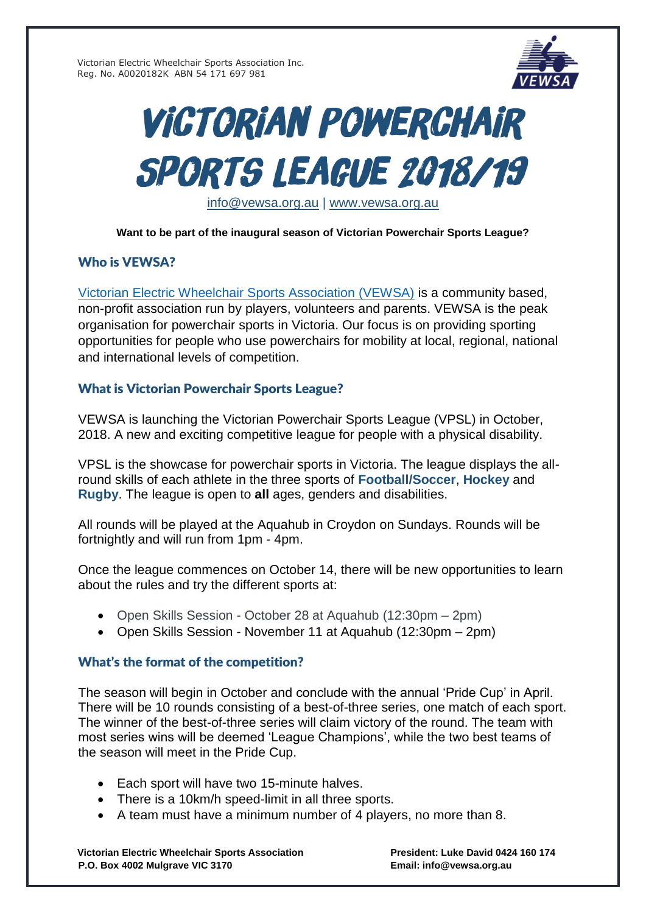Victorian Electric Wheelchair Sports Association Inc.
Reg. No. A0020182K ABN 54 171 697 981

# VICTORIAN POWERCHAIR SPORTS LEAGUE 2018/19

info@vewsa.org.au | www.vewsa.org.au

**Want to be part of the inaugural season of Victorian Powerchair Sports League?**

## Who is VEWSA?

Victorian Electric Wheelchair Sports Association (VEWSA) is a community based, non-profit association run by players, volunteers and parents. VEWSA is the peak organisation for powerchair sports in Victoria. Our focus is on providing sporting opportunities for people who use powerchairs for mobility at local, regional, national and international levels of competition.

## What is Victorian Powerchair Sports League?

VEWSA is launching the Victorian Powerchair Sports League (VPSL) in October, 2018. A new and exciting competitive league for people with a physical disability.

VPSL is the showcase for powerchair sports in Victoria. The league displays the all-round skills of each athlete in the three sports of **Football/Soccer**, **Hockey** and **Rugby**. The league is open to **all** ages, genders and disabilities.

All rounds will be played at the Aquahub in Croydon on Sundays. Rounds will be fortnightly and will run from 1pm - 4pm.

Once the league commences on October 14, there will be new opportunities to learn about the rules and try the different sports at:

- Open Skills Session - October 28 at Aquahub (12:30pm – 2pm)
- Open Skills Session - November 11 at Aquahub (12:30pm – 2pm)

## What's the format of the competition?

The season will begin in October and conclude with the annual 'Pride Cup' in April. There will be 10 rounds consisting of a best-of-three series, one match of each sport. The winner of the best-of-three series will claim victory of the round. The team with most series wins will be deemed 'League Champions', while the two best teams of the season will meet in the Pride Cup.

- Each sport will have two 15-minute halves.
- There is a 10km/h speed-limit in all three sports.
- A team must have a minimum number of 4 players, no more than 8.

**Victorian Electric Wheelchair Sports Association**
**P.O. Box 4002 Mulgrave VIC 3170**

**President: Luke David 0424 160 174**
**Email: info@vewsa.org.au**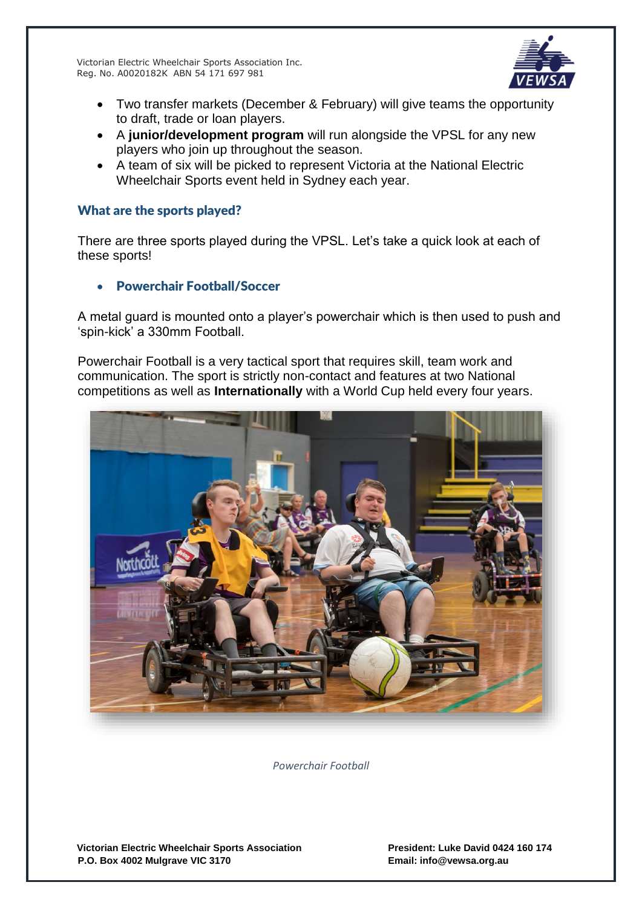- Two transfer markets (December & February) will give teams the opportunity to draft, trade or loan players.
- A **junior/development program** will run alongside the VPSL for any new players who join up throughout the season.
- A team of six will be picked to represent Victoria at the National Electric Wheelchair Sports event held in Sydney each year.

## What are the sports played?

There are three sports played during the VPSL. Let's take a quick look at each of these sports!

- ### Powerchair Football/Soccer

A metal guard is mounted onto a player's powerchair which is then used to push and 'spin-kick' a 330mm Football.

Powerchair Football is a very tactical sport that requires skill, team work and communication. The sport is strictly non-contact and features at two National competitions as well as **Internationally** with a World Cup held every four years.

*Powerchair Football*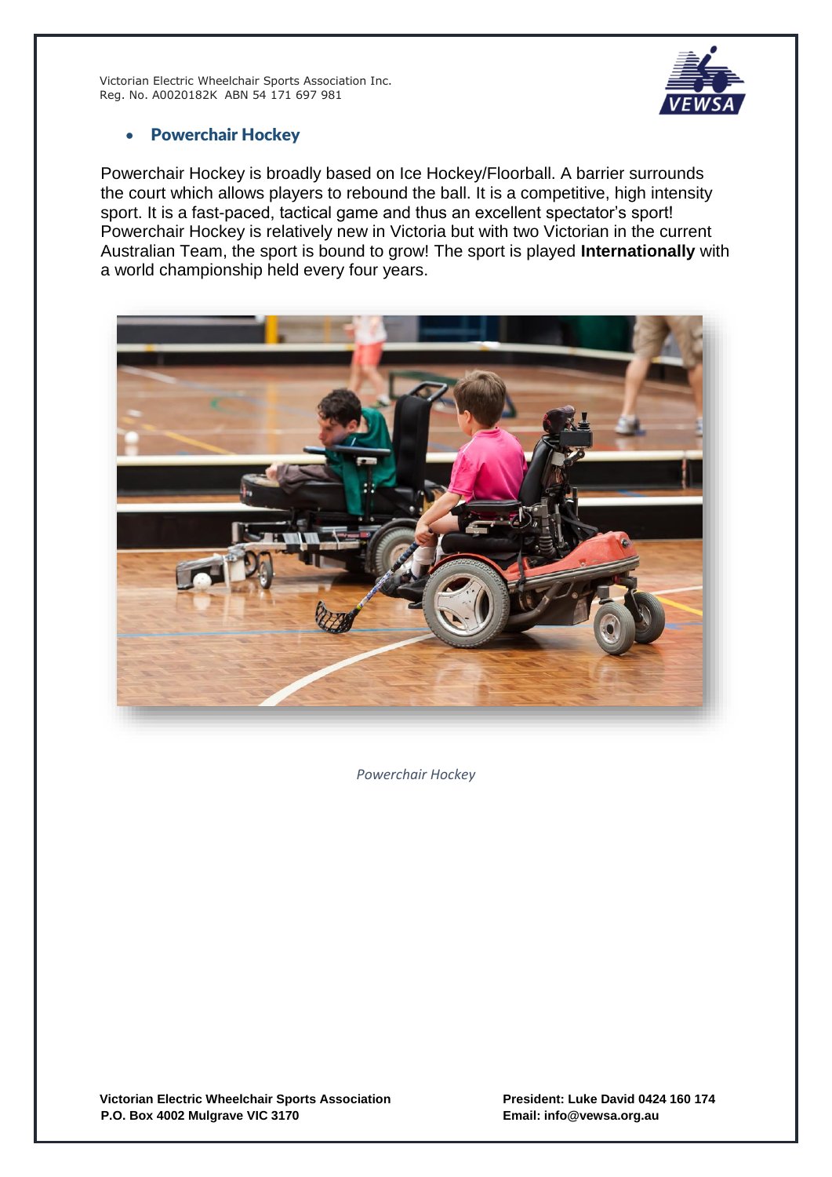- **Powerchair Hockey**

Powerchair Hockey is broadly based on Ice Hockey/Floorball. A barrier surrounds the court which allows players to rebound the ball. It is a competitive, high intensity sport. It is a fast-paced, tactical game and thus an excellent spectator's sport! Powerchair Hockey is relatively new in Victoria but with two Victorian in the current Australian Team, the sport is bound to grow! The sport is played **Internationally** with a world championship held every four years.

*Powerchair Hockey*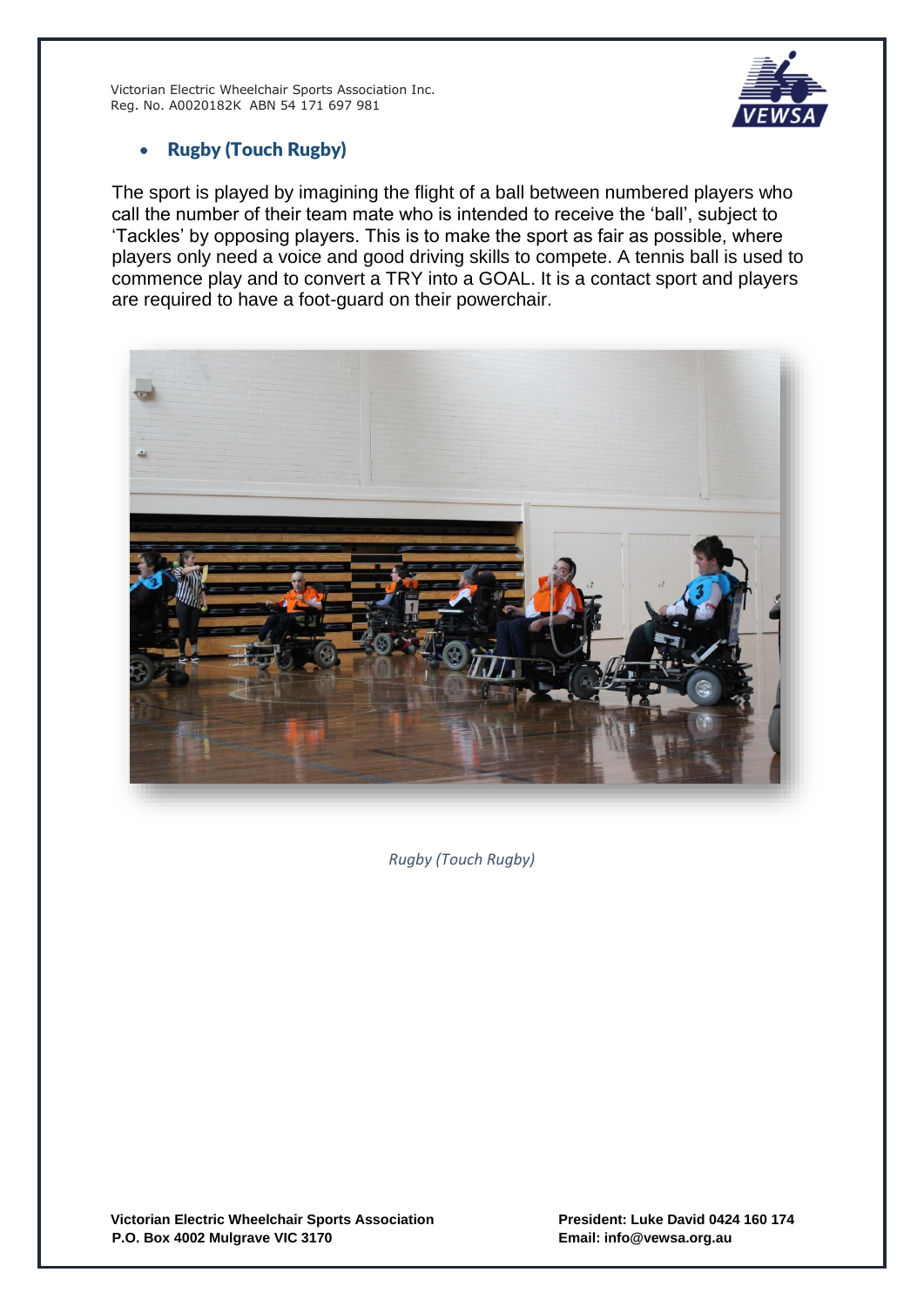- **Rugby (Touch Rugby)**

The sport is played by imagining the flight of a ball between numbered players who call the number of their team mate who is intended to receive the 'ball', subject to 'Tackles' by opposing players. This is to make the sport as fair as possible, where players only need a voice and good driving skills to compete. A tennis ball is used to commence play and to convert a TRY into a GOAL. It is a contact sport and players are required to have a foot-guard on their powerchair.

*Rugby (Touch Rugby)*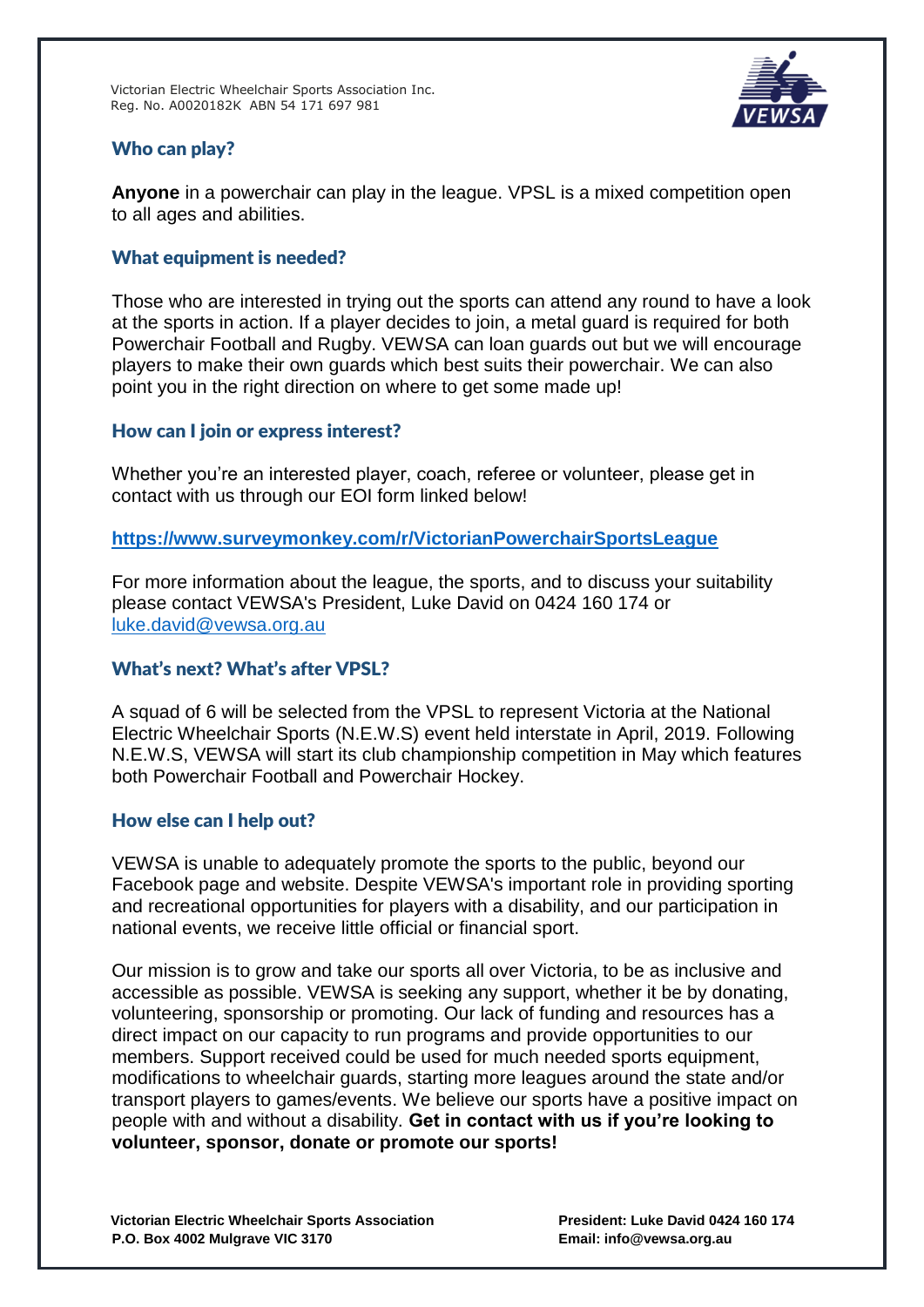## Who can play?

**Anyone** in a powerchair can play in the league. VPSL is a mixed competition open to all ages and abilities.

## What equipment is needed?

Those who are interested in trying out the sports can attend any round to have a look at the sports in action. If a player decides to join, a metal guard is required for both Powerchair Football and Rugby. VEWSA can loan guards out but we will encourage players to make their own guards which best suits their powerchair. We can also point you in the right direction on where to get some made up!

## How can I join or express interest?

Whether you're an interested player, coach, referee or volunteer, please get in contact with us through our EOI form linked below!

**https://www.surveymonkey.com/r/VictorianPowerchairSportsLeague**

For more information about the league, the sports, and to discuss your suitability please contact VEWSA's President, Luke David on 0424 160 174 or luke.david@vewsa.org.au

## What's next? What's after VPSL?

A squad of 6 will be selected from the VPSL to represent Victoria at the National Electric Wheelchair Sports (N.E.W.S) event held interstate in April, 2019. Following N.E.W.S, VEWSA will start its club championship competition in May which features both Powerchair Football and Powerchair Hockey.

## How else can I help out?

VEWSA is unable to adequately promote the sports to the public, beyond our Facebook page and website. Despite VEWSA's important role in providing sporting and recreational opportunities for players with a disability, and our participation in national events, we receive little official or financial sport.

Our mission is to grow and take our sports all over Victoria, to be as inclusive and accessible as possible. VEWSA is seeking any support, whether it be by donating, volunteering, sponsorship or promoting. Our lack of funding and resources has a direct impact on our capacity to run programs and provide opportunities to our members. Support received could be used for much needed sports equipment, modifications to wheelchair guards, starting more leagues around the state and/or transport players to games/events. We believe our sports have a positive impact on people with and without a disability. **Get in contact with us if you're looking to volunteer, sponsor, donate or promote our sports!**